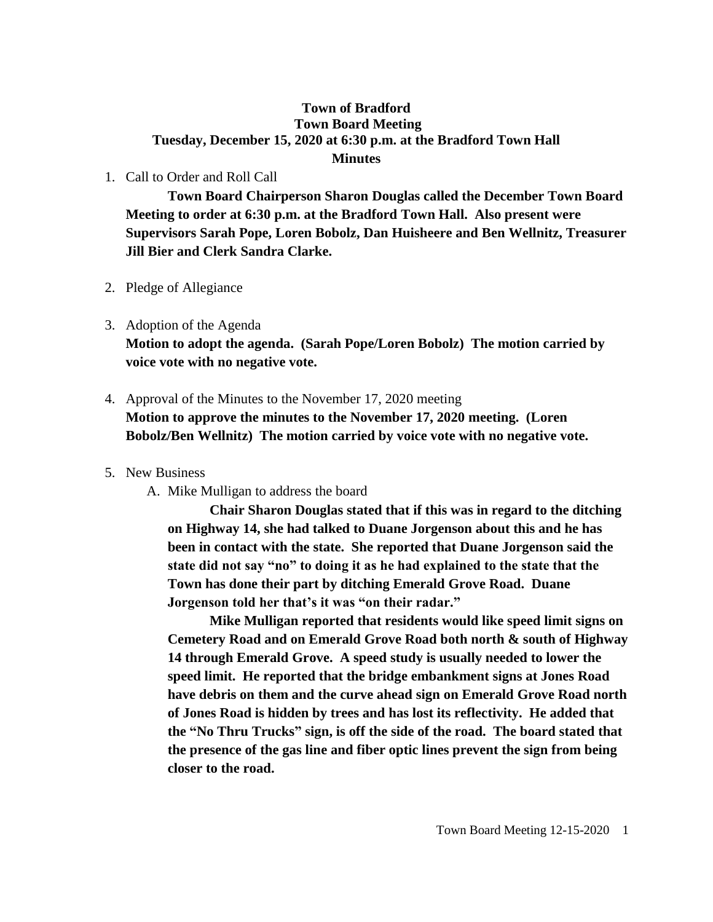**Town of Bradford**
**Town Board Meeting**
**Tuesday, December 15, 2020 at 6:30 p.m. at the Bradford Town Hall**
**Minutes**

1. Call to Order and Roll Call

   **Town Board Chairperson Sharon Douglas called the December Town Board Meeting to order at 6:30 p.m. at the Bradford Town Hall. Also present were Supervisors Sarah Pope, Loren Bobolz, Dan Huisheere and Ben Wellnitz, Treasurer Jill Bier and Clerk Sandra Clarke.**

2. Pledge of Allegiance

3. Adoption of the Agenda
   **Motion to adopt the agenda. (Sarah Pope/Loren Bobolz) The motion carried by voice vote with no negative vote.**

4. Approval of the Minutes to the November 17, 2020 meeting
   **Motion to approve the minutes to the November 17, 2020 meeting. (Loren Bobolz/Ben Wellnitz) The motion carried by voice vote with no negative vote.**

5. New Business
   A. Mike Mulligan to address the board

      **Chair Sharon Douglas stated that if this was in regard to the ditching on Highway 14, she had talked to Duane Jorgenson about this and he has been in contact with the state. She reported that Duane Jorgenson said the state did not say "no" to doing it as he had explained to the state that the Town has done their part by ditching Emerald Grove Road. Duane Jorgenson told her that's it was "on their radar."**

      **Mike Mulligan reported that residents would like speed limit signs on Cemetery Road and on Emerald Grove Road both north & south of Highway 14 through Emerald Grove. A speed study is usually needed to lower the speed limit. He reported that the bridge embankment signs at Jones Road have debris on them and the curve ahead sign on Emerald Grove Road north of Jones Road is hidden by trees and has lost its reflectivity. He added that the "No Thru Trucks" sign, is off the side of the road. The board stated that the presence of the gas line and fiber optic lines prevent the sign from being closer to the road.**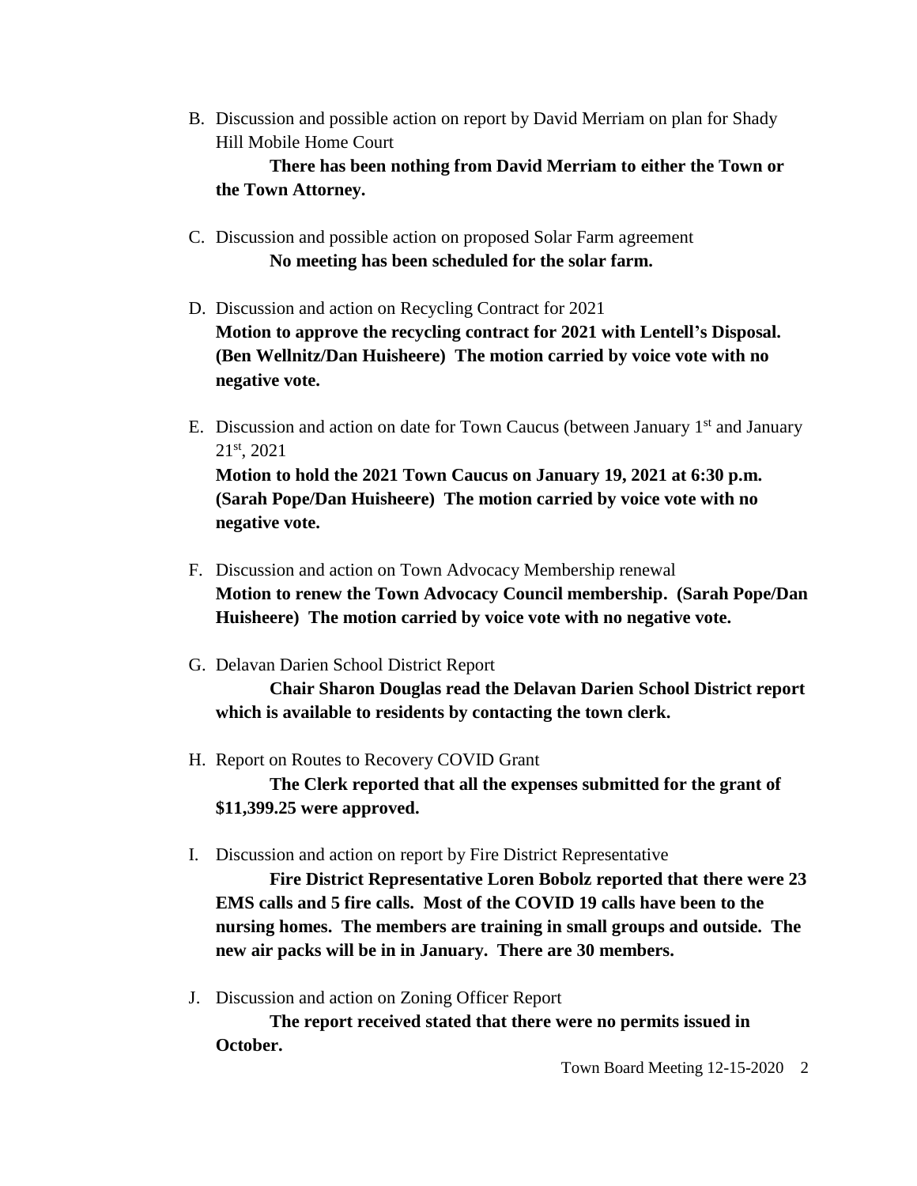B. Discussion and possible action on report by David Merriam on plan for Shady Hill Mobile Home Court

   **There has been nothing from David Merriam to either the Town or the Town Attorney.**

C. Discussion and possible action on proposed Solar Farm agreement

   **No meeting has been scheduled for the solar farm.**

D. Discussion and action on Recycling Contract for 2021

   **Motion to approve the recycling contract for 2021 with Lentell's Disposal. (Ben Wellnitz/Dan Huisheere) The motion carried by voice vote with no negative vote.**

E. Discussion and action on date for Town Caucus (between January 1st and January 21st, 2021

   **Motion to hold the 2021 Town Caucus on January 19, 2021 at 6:30 p.m. (Sarah Pope/Dan Huisheere) The motion carried by voice vote with no negative vote.**

F. Discussion and action on Town Advocacy Membership renewal

   **Motion to renew the Town Advocacy Council membership. (Sarah Pope/Dan Huisheere) The motion carried by voice vote with no negative vote.**

G. Delavan Darien School District Report

   **Chair Sharon Douglas read the Delavan Darien School District report which is available to residents by contacting the town clerk.**

H. Report on Routes to Recovery COVID Grant

   **The Clerk reported that all the expenses submitted for the grant of $11,399.25 were approved.**

I. Discussion and action on report by Fire District Representative

   **Fire District Representative Loren Bobolz reported that there were 23 EMS calls and 5 fire calls. Most of the COVID 19 calls have been to the nursing homes. The members are training in small groups and outside. The new air packs will be in in January. There are 30 members.**

J. Discussion and action on Zoning Officer Report

   **The report received stated that there were no permits issued in October.**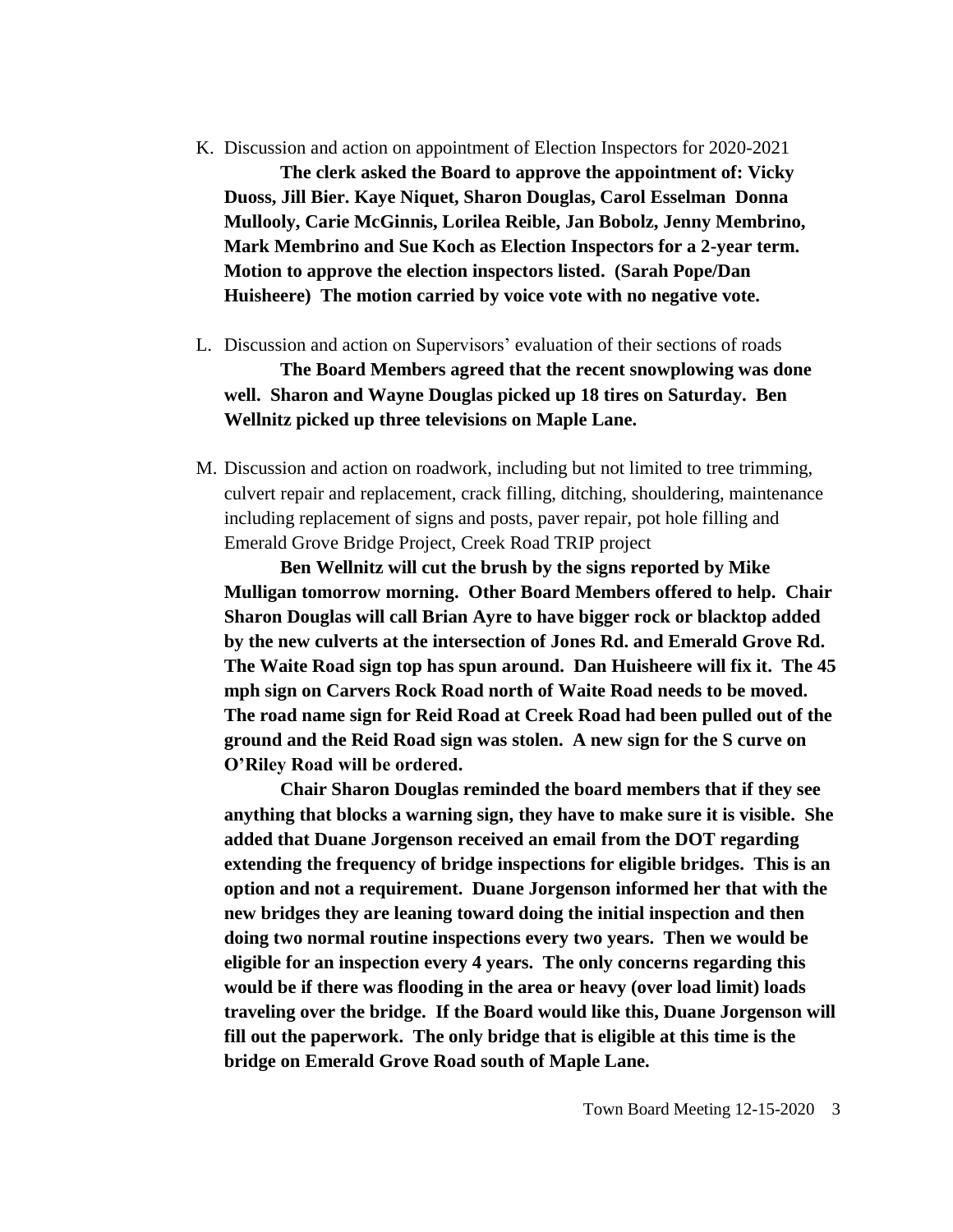K. Discussion and action on appointment of Election Inspectors for 2020-2021

**The clerk asked the Board to approve the appointment of: Vicky Duoss, Jill Bier. Kaye Niquet, Sharon Douglas, Carol Esselman Donna Mullooly, Carie McGinnis, Lorilea Reible, Jan Bobolz, Jenny Membrino, Mark Membrino and Sue Koch as Election Inspectors for a 2-year term. Motion to approve the election inspectors listed. (Sarah Pope/Dan Huisheere) The motion carried by voice vote with no negative vote.**

L. Discussion and action on Supervisors' evaluation of their sections of roads

**The Board Members agreed that the recent snowplowing was done well. Sharon and Wayne Douglas picked up 18 tires on Saturday. Ben Wellnitz picked up three televisions on Maple Lane.**

M. Discussion and action on roadwork, including but not limited to tree trimming, culvert repair and replacement, crack filling, ditching, shouldering, maintenance including replacement of signs and posts, paver repair, pot hole filling and Emerald Grove Bridge Project, Creek Road TRIP project

**Ben Wellnitz will cut the brush by the signs reported by Mike Mulligan tomorrow morning. Other Board Members offered to help. Chair Sharon Douglas will call Brian Ayre to have bigger rock or blacktop added by the new culverts at the intersection of Jones Rd. and Emerald Grove Rd. The Waite Road sign top has spun around. Dan Huisheere will fix it. The 45 mph sign on Carvers Rock Road north of Waite Road needs to be moved. The road name sign for Reid Road at Creek Road had been pulled out of the ground and the Reid Road sign was stolen. A new sign for the S curve on O'Riley Road will be ordered.**

**Chair Sharon Douglas reminded the board members that if they see anything that blocks a warning sign, they have to make sure it is visible. She added that Duane Jorgenson received an email from the DOT regarding extending the frequency of bridge inspections for eligible bridges. This is an option and not a requirement. Duane Jorgenson informed her that with the new bridges they are leaning toward doing the initial inspection and then doing two normal routine inspections every two years. Then we would be eligible for an inspection every 4 years. The only concerns regarding this would be if there was flooding in the area or heavy (over load limit) loads traveling over the bridge. If the Board would like this, Duane Jorgenson will fill out the paperwork. The only bridge that is eligible at this time is the bridge on Emerald Grove Road south of Maple Lane.**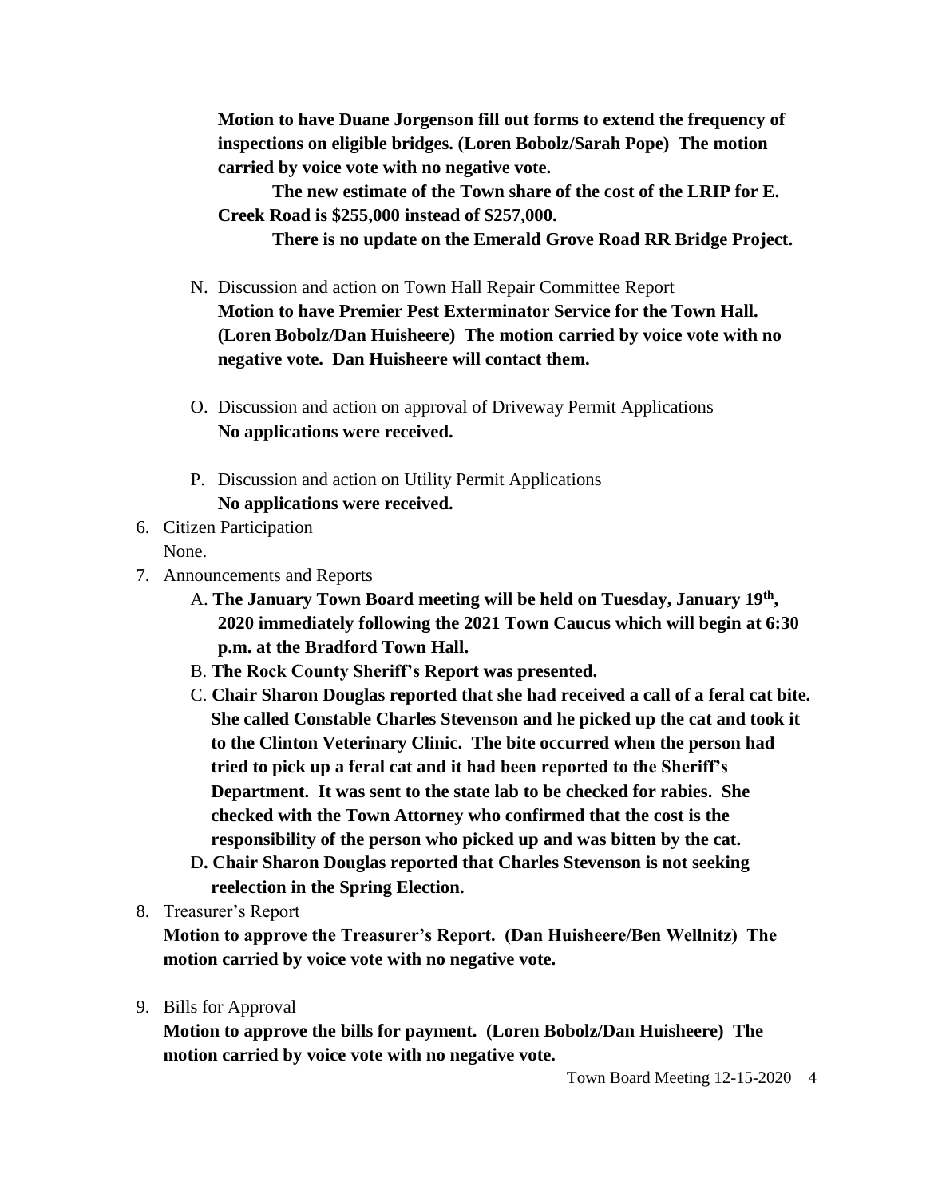**Motion to have Duane Jorgenson fill out forms to extend the frequency of inspections on eligible bridges. (Loren Bobolz/Sarah Pope) The motion carried by voice vote with no negative vote.**

**The new estimate of the Town share of the cost of the LRIP for E. Creek Road is $255,000 instead of $257,000.**

**There is no update on the Emerald Grove Road RR Bridge Project.**

N. Discussion and action on Town Hall Repair Committee Report
**Motion to have Premier Pest Exterminator Service for the Town Hall. (Loren Bobolz/Dan Huisheere) The motion carried by voice vote with no negative vote. Dan Huisheere will contact them.**

O. Discussion and action on approval of Driveway Permit Applications
**No applications were received.**

P. Discussion and action on Utility Permit Applications
**No applications were received.**

6. Citizen Participation
None.

7. Announcements and Reports
   A. **The January Town Board meeting will be held on Tuesday, January 19th, 2020 immediately following the 2021 Town Caucus which will begin at 6:30 p.m. at the Bradford Town Hall.**
   B. **The Rock County Sheriff's Report was presented.**
   C. **Chair Sharon Douglas reported that she had received a call of a feral cat bite. She called Constable Charles Stevenson and he picked up the cat and took it to the Clinton Veterinary Clinic. The bite occurred when the person had tried to pick up a feral cat and it had been reported to the Sheriff's Department. It was sent to the state lab to be checked for rabies. She checked with the Town Attorney who confirmed that the cost is the responsibility of the person who picked up and was bitten by the cat.**
   D. **Chair Sharon Douglas reported that Charles Stevenson is not seeking reelection in the Spring Election.**

8. Treasurer's Report
**Motion to approve the Treasurer's Report. (Dan Huisheere/Ben Wellnitz) The motion carried by voice vote with no negative vote.**

9. Bills for Approval
**Motion to approve the bills for payment. (Loren Bobolz/Dan Huisheere) The motion carried by voice vote with no negative vote.**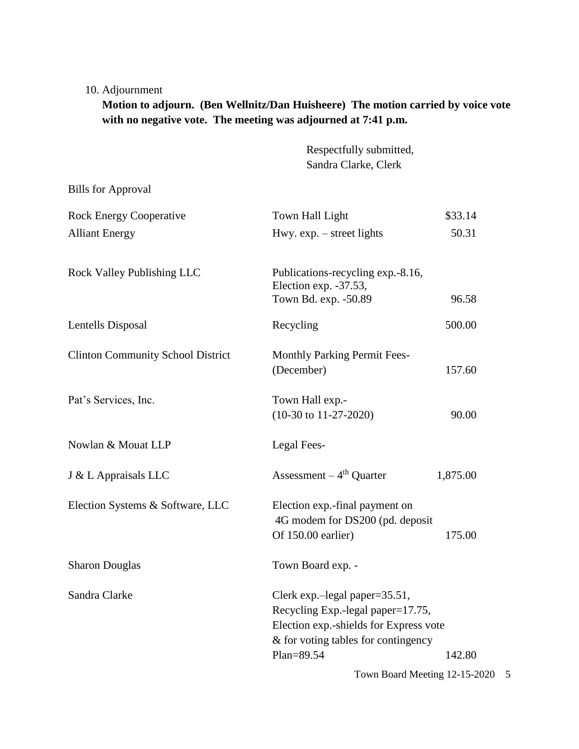10. Adjournment

**Motion to adjourn. (Ben Wellnitz/Dan Huisheere) The motion carried by voice vote with no negative vote. The meeting was adjourned at 7:41 p.m.**

Respectfully submitted,
Sandra Clarke, Clerk

Bills for Approval

| | | |
|---|---|---|
| Rock Energy Cooperative | Town Hall Light | $33.14 |
| Alliant Energy | Hwy. exp. – street lights | 50.31 |
| Rock Valley Publishing LLC | Publications-recycling exp.-8.16, Election exp. -37.53, Town Bd. exp. -50.89 | 96.58 |
| Lentells Disposal | Recycling | 500.00 |
| Clinton Community School District | Monthly Parking Permit Fees- (December) | 157.60 |
| Pat's Services, Inc. | Town Hall exp.- (10-30 to 11-27-2020) | 90.00 |
| Nowlan & Mouat LLP | Legal Fees- | |
| J & L Appraisals LLC | Assessment – 4th Quarter | 1,875.00 |
| Election Systems & Software, LLC | Election exp.-final payment on 4G modem for DS200 (pd. deposit Of 150.00 earlier) | 175.00 |
| Sharon Douglas | Town Board exp. - | |
| Sandra Clarke | Clerk exp.–legal paper=35.51, Recycling Exp.-legal paper=17.75, Election exp.-shields for Express vote & for voting tables for contingency Plan=89.54 | 142.80 |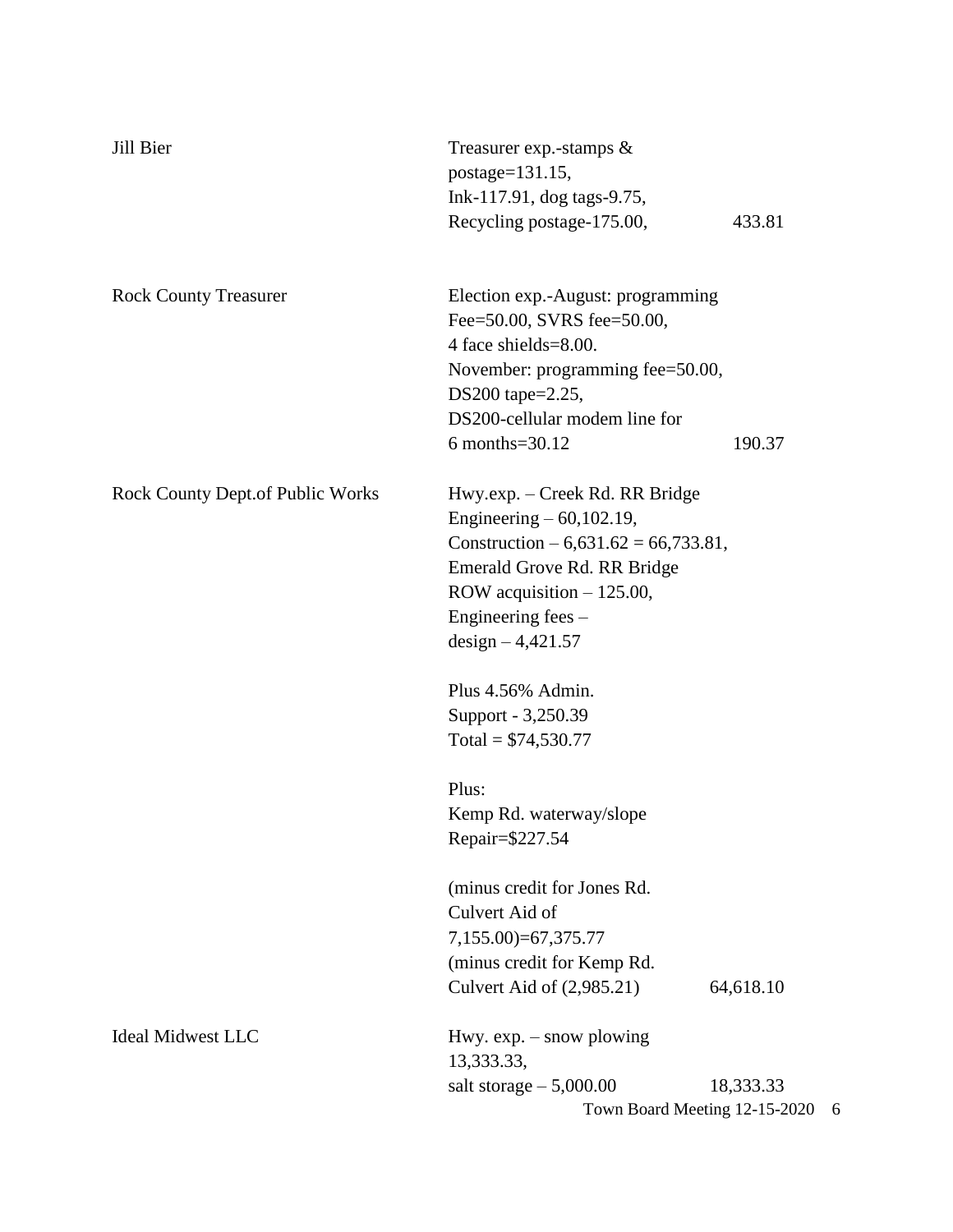| | | |
|---|---|---|
| Jill Bier | Treasurer exp.-stamps & postage=131.15, Ink-117.91, dog tags-9.75, Recycling postage-175.00, | 433.81 |
| Rock County Treasurer | Election exp.-August: programming Fee=50.00, SVRS fee=50.00, 4 face shields=8.00. November: programming fee=50.00, DS200 tape=2.25, DS200-cellular modem line for 6 months=30.12 | 190.37 |
| Rock County Dept.of Public Works | Hwy.exp. – Creek Rd. RR Bridge Engineering – 60,102.19, Construction – 6,631.62 = 66,733.81, Emerald Grove Rd. RR Bridge ROW acquisition – 125.00, Engineering fees – design – 4,421.57<br><br>Plus 4.56% Admin. Support - 3,250.39 Total = $74,530.77<br><br>Plus: Kemp Rd. waterway/slope Repair=$227.54<br><br>(minus credit for Jones Rd. Culvert Aid of 7,155.00)=67,375.77 (minus credit for Kemp Rd. Culvert Aid of (2,985.21) | 64,618.10 |
| Ideal Midwest LLC | Hwy. exp. – snow plowing 13,333.33, salt storage – 5,000.00 | 18,333.33 |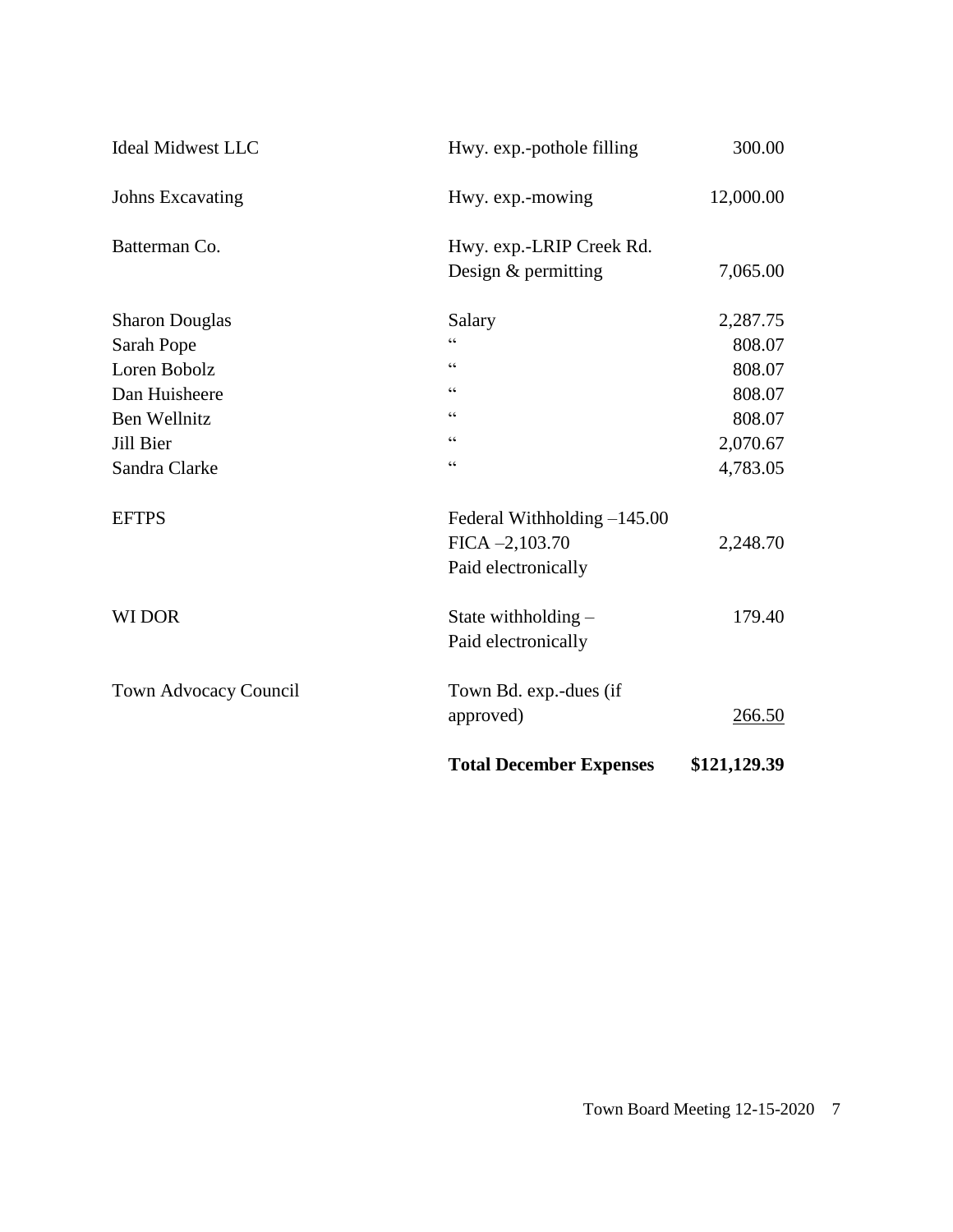| | | |
|---|---|---|
| Ideal Midwest LLC | Hwy. exp.-pothole filling | 300.00 |
| Johns Excavating | Hwy. exp.-mowing | 12,000.00 |
| Batterman Co. | Hwy. exp.-LRIP Creek Rd. Design & permitting | 7,065.00 |
| Sharon Douglas | Salary | 2,287.75 |
| Sarah Pope | " | 808.07 |
| Loren Bobolz | " | 808.07 |
| Dan Huisheere | " | 808.07 |
| Ben Wellnitz | " | 808.07 |
| Jill Bier | " | 2,070.67 |
| Sandra Clarke | " | 4,783.05 |
| EFTPS | Federal Withholding –145.00 FICA –2,103.70 Paid electronically | 2,248.70 |
| WI DOR | State withholding – Paid electronically | 179.40 |
| Town Advocacy Council | Town Bd. exp.-dues (if approved) | 266.50 |
| | **Total December Expenses** | **$121,129.39** |